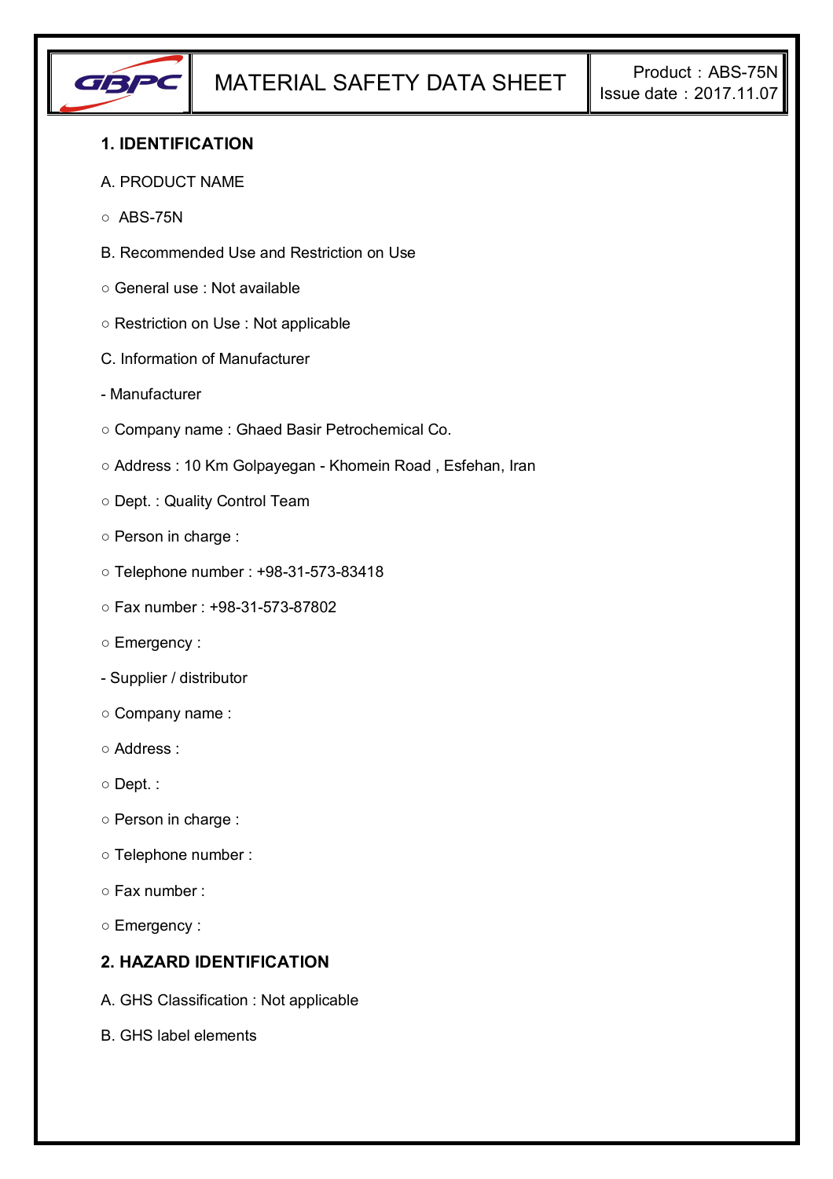# MATERIAL SAFETY DATA SHEET

Product：ABS-75N
Issue date：2017.11.07

## 1. IDENTIFICATION

A. PRODUCT NAME

○ ABS-75N

B. Recommended Use and Restriction on Use

○ General use : Not available

○ Restriction on Use : Not applicable

C. Information of Manufacturer

- Manufacturer

○ Company name : Ghaed Basir Petrochemical Co.

○ Address : 10 Km Golpayegan - Khomein Road , Esfehan, Iran

○ Dept. : Quality Control Team

○ Person in charge :

○ Telephone number : +98-31-573-83418

○ Fax number : +98-31-573-87802

○ Emergency :

- Supplier / distributor

○ Company name :

○ Address :

○ Dept. :

○ Person in charge :

○ Telephone number :

○ Fax number :

○ Emergency :

## 2. HAZARD IDENTIFICATION

A. GHS Classification : Not applicable

B. GHS label elements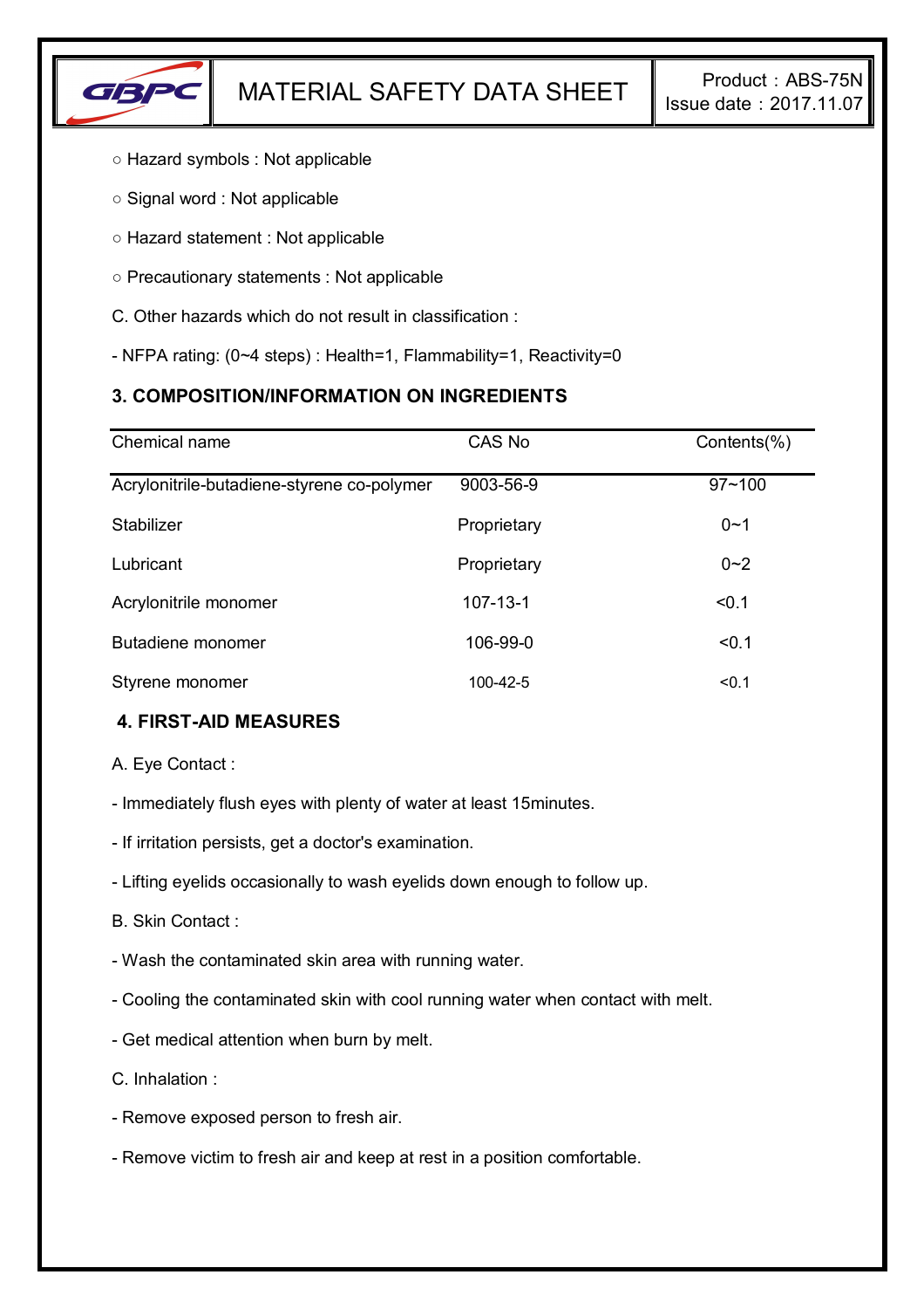○ Hazard symbols : Not applicable

○ Signal word : Not applicable

○ Hazard statement : Not applicable

○ Precautionary statements : Not applicable

C. Other hazards which do not result in classification :

- NFPA rating: (0~4 steps) : Health=1, Flammability=1, Reactivity=0

### 3. COMPOSITION/INFORMATION ON INGREDIENTS

| Chemical name | CAS No | Contents(%) |
|---|---|---|
| Acrylonitrile-butadiene-styrene co-polymer | 9003-56-9 | 97~100 |
| Stabilizer | Proprietary | 0~1 |
| Lubricant | Proprietary | 0~2 |
| Acrylonitrile monomer | 107-13-1 | <0.1 |
| Butadiene monomer | 106-99-0 | <0.1 |
| Styrene monomer | 100-42-5 | <0.1 |

### 4. FIRST-AID MEASURES

A. Eye Contact :

- Immediately flush eyes with plenty of water at least 15minutes.
- If irritation persists, get a doctor's examination.
- Lifting eyelids occasionally to wash eyelids down enough to follow up.

B. Skin Contact :

- Wash the contaminated skin area with running water.
- Cooling the contaminated skin with cool running water when contact with melt.
- Get medical attention when burn by melt.

C. Inhalation :

- Remove exposed person to fresh air.
- Remove victim to fresh air and keep at rest in a position comfortable.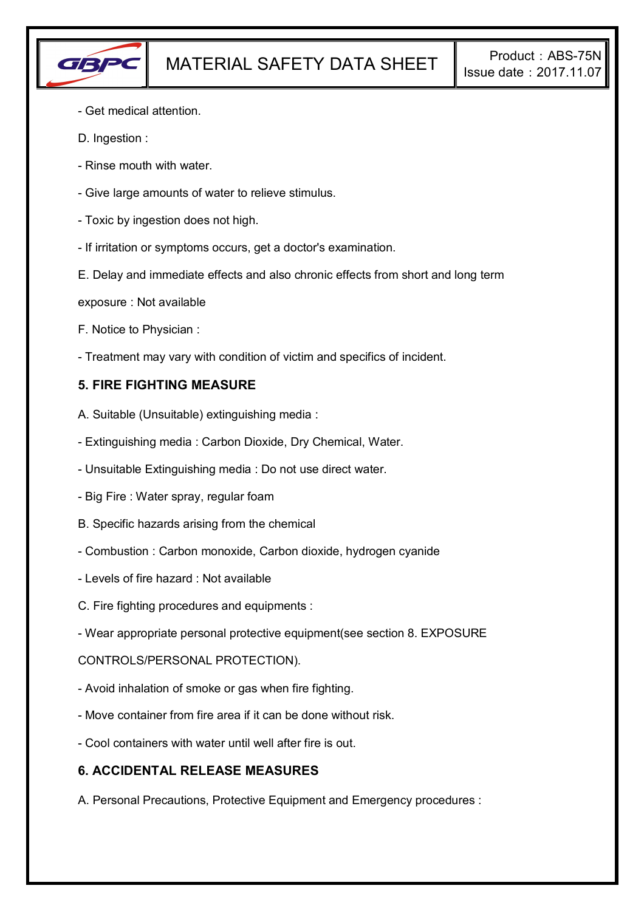- Get medical attention.

D. Ingestion :

- Rinse mouth with water.

- Give large amounts of water to relieve stimulus.

- Toxic by ingestion does not high.

- If irritation or symptoms occurs, get a doctor's examination.

E. Delay and immediate effects and also chronic effects from short and long term exposure : Not available

F. Notice to Physician :

- Treatment may vary with condition of victim and specifics of incident.

## 5. FIRE FIGHTING MEASURE

A. Suitable (Unsuitable) extinguishing media :

- Extinguishing media : Carbon Dioxide, Dry Chemical, Water.

- Unsuitable Extinguishing media : Do not use direct water.

- Big Fire : Water spray, regular foam

B. Specific hazards arising from the chemical

- Combustion : Carbon monoxide, Carbon dioxide, hydrogen cyanide

- Levels of fire hazard : Not available

C. Fire fighting procedures and equipments :

- Wear appropriate personal protective equipment(see section 8. EXPOSURE CONTROLS/PERSONAL PROTECTION).

- Avoid inhalation of smoke or gas when fire fighting.

- Move container from fire area if it can be done without risk.

- Cool containers with water until well after fire is out.

## 6. ACCIDENTAL RELEASE MEASURES

A. Personal Precautions, Protective Equipment and Emergency procedures :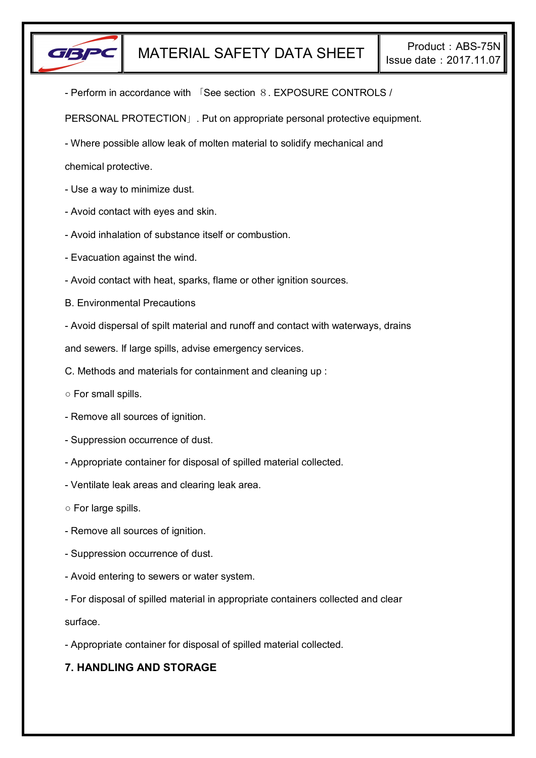- Perform in accordance with 「See section ８. EXPOSURE CONTROLS / PERSONAL PROTECTION」. Put on appropriate personal protective equipment.

- Where possible allow leak of molten material to solidify mechanical and chemical protective.

- Use a way to minimize dust.

- Avoid contact with eyes and skin.

- Avoid inhalation of substance itself or combustion.

- Evacuation against the wind.

- Avoid contact with heat, sparks, flame or other ignition sources.

B. Environmental Precautions

- Avoid dispersal of spilt material and runoff and contact with waterways, drains and sewers. If large spills, advise emergency services.

C. Methods and materials for containment and cleaning up :

○ For small spills.

- Remove all sources of ignition.

- Suppression occurrence of dust.

- Appropriate container for disposal of spilled material collected.

- Ventilate leak areas and clearing leak area.

○ For large spills.

- Remove all sources of ignition.

- Suppression occurrence of dust.

- Avoid entering to sewers or water system.

- For disposal of spilled material in appropriate containers collected and clear surface.

- Appropriate container for disposal of spilled material collected.

## 7. HANDLING AND STORAGE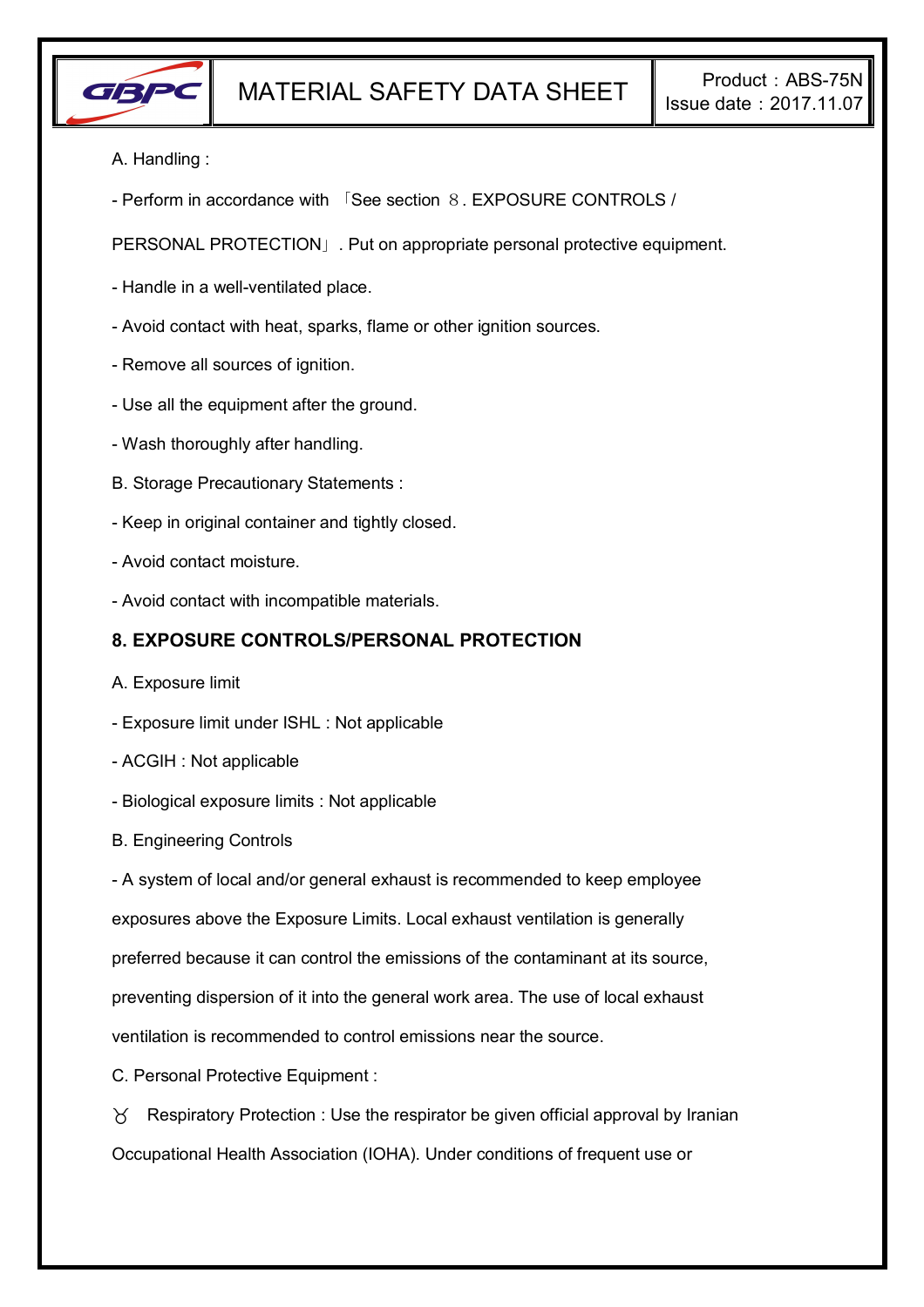A. Handling :

- Perform in accordance with 「See section 8. EXPOSURE CONTROLS / PERSONAL PROTECTION」. Put on appropriate personal protective equipment.

- Handle in a well-ventilated place.

- Avoid contact with heat, sparks, flame or other ignition sources.

- Remove all sources of ignition.

- Use all the equipment after the ground.

- Wash thoroughly after handling.

B. Storage Precautionary Statements :

- Keep in original container and tightly closed.

- Avoid contact moisture.

- Avoid contact with incompatible materials.

## 8. EXPOSURE CONTROLS/PERSONAL PROTECTION

A. Exposure limit

- Exposure limit under ISHL : Not applicable

- ACGIH : Not applicable

- Biological exposure limits : Not applicable

B. Engineering Controls

- A system of local and/or general exhaust is recommended to keep employee exposures above the Exposure Limits. Local exhaust ventilation is generally preferred because it can control the emissions of the contaminant at its source, preventing dispersion of it into the general work area. The use of local exhaust ventilation is recommended to control emissions near the source.

C. Personal Protective Equipment :

ɣ Respiratory Protection : Use the respirator be given official approval by Iranian Occupational Health Association (IOHA). Under conditions of frequent use or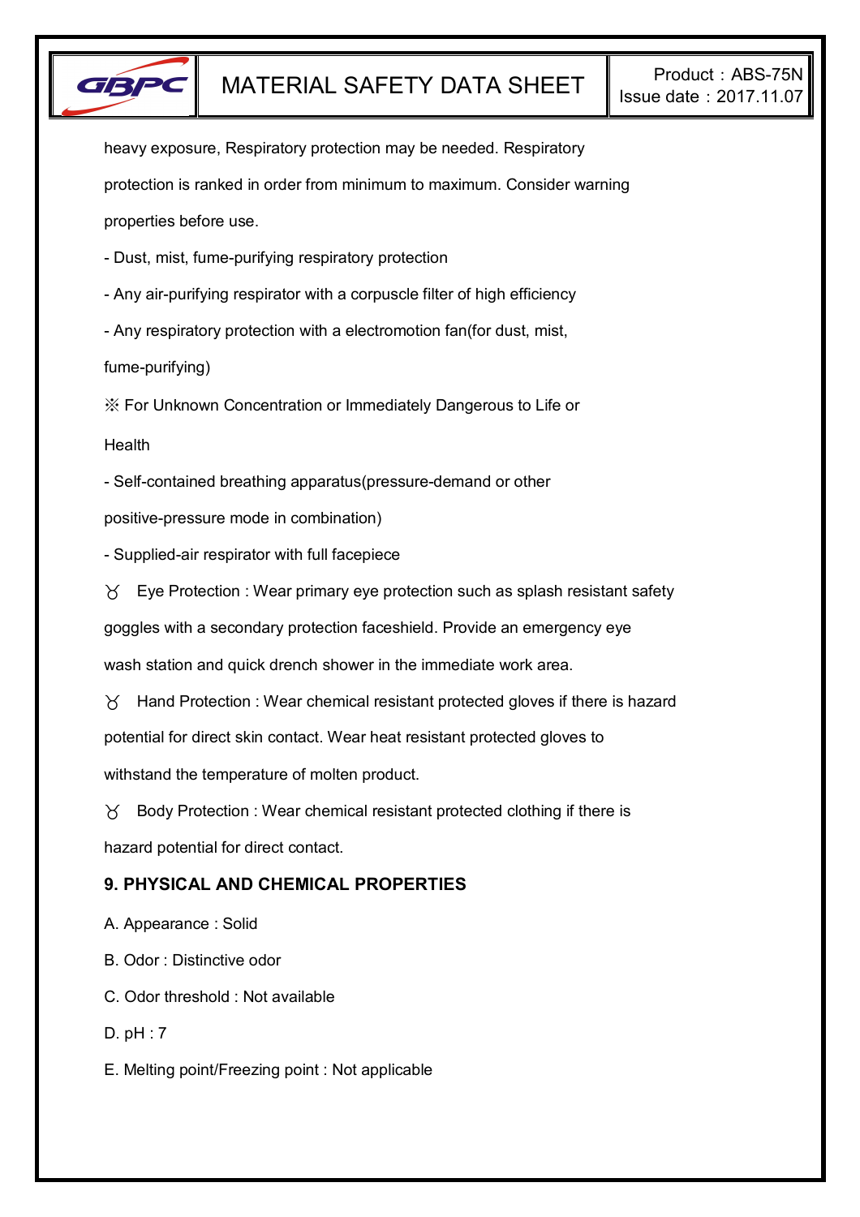heavy exposure, Respiratory protection may be needed. Respiratory protection is ranked in order from minimum to maximum. Consider warning properties before use.

- Dust, mist, fume-purifying respiratory protection
- Any air-purifying respirator with a corpuscle filter of high efficiency
- Any respiratory protection with a electromotion fan(for dust, mist, fume-purifying)

※ For Unknown Concentration or Immediately Dangerous to Life or Health

- Self-contained breathing apparatus(pressure-demand or other positive-pressure mode in combination)
- Supplied-air respirator with full facepiece

♉ Eye Protection : Wear primary eye protection such as splash resistant safety goggles with a secondary protection faceshield. Provide an emergency eye wash station and quick drench shower in the immediate work area.

♉ Hand Protection : Wear chemical resistant protected gloves if there is hazard potential for direct skin contact. Wear heat resistant protected gloves to withstand the temperature of molten product.

♉ Body Protection : Wear chemical resistant protected clothing if there is hazard potential for direct contact.

## 9. PHYSICAL AND CHEMICAL PROPERTIES

A. Appearance : Solid

B. Odor : Distinctive odor

C. Odor threshold : Not available

D. pH : 7

E. Melting point/Freezing point : Not applicable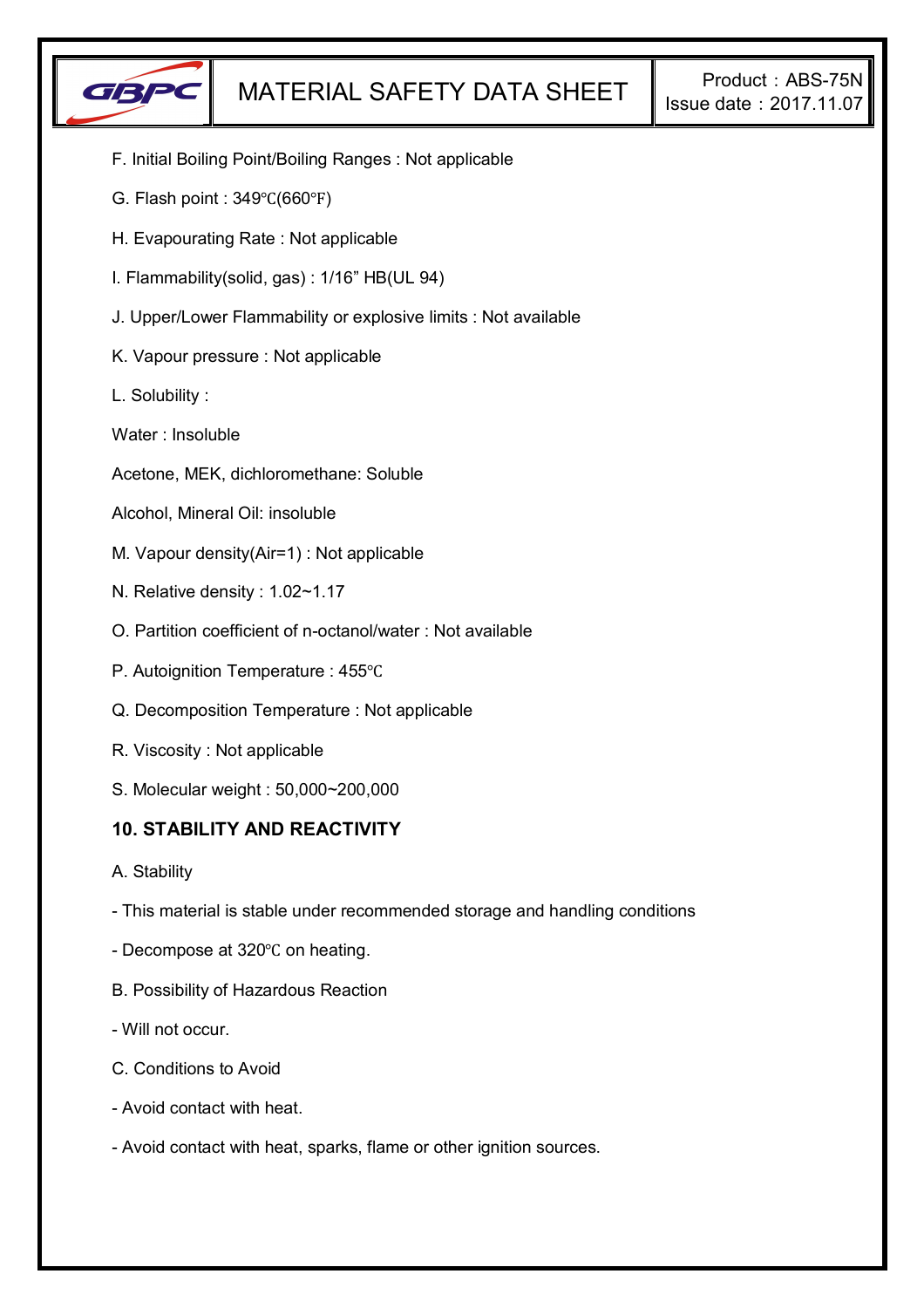F. Initial Boiling Point/Boiling Ranges : Not applicable

G. Flash point : 349℃(660℉)

H. Evapourating Rate : Not applicable

I. Flammability(solid, gas) : 1/16” HB(UL 94)

J. Upper/Lower Flammability or explosive limits : Not available

K. Vapour pressure : Not applicable

L. Solubility :

Water : Insoluble

Acetone, MEK, dichloromethane: Soluble

Alcohol, Mineral Oil: insoluble

M. Vapour density(Air=1) : Not applicable

N. Relative density : 1.02~1.17

O. Partition coefficient of n-octanol/water : Not available

P. Autoignition Temperature : 455℃

Q. Decomposition Temperature : Not applicable

R. Viscosity : Not applicable

S. Molecular weight : 50,000~200,000

## 10. STABILITY AND REACTIVITY

A. Stability

- This material is stable under recommended storage and handling conditions
- Decompose at 320℃ on heating.

B. Possibility of Hazardous Reaction

- Will not occur.

C. Conditions to Avoid

- Avoid contact with heat.
- Avoid contact with heat, sparks, flame or other ignition sources.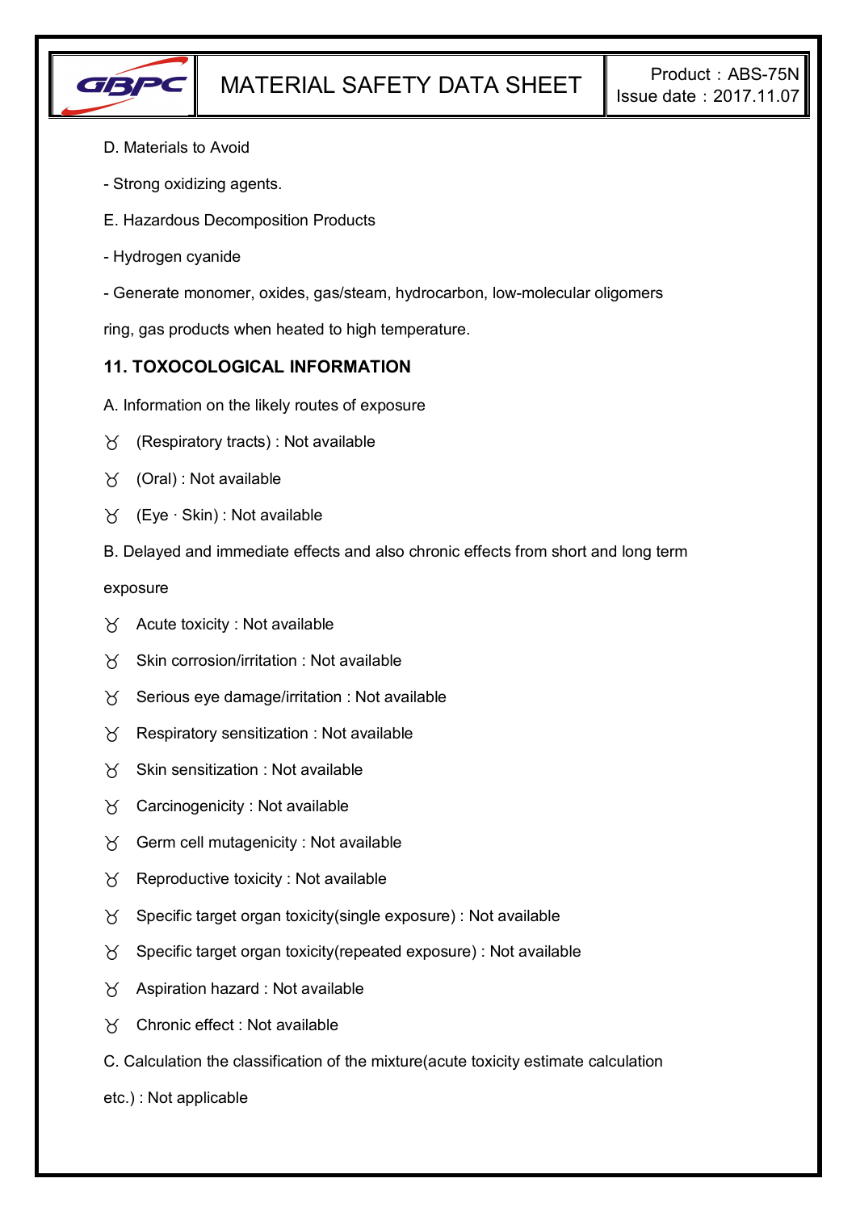D. Materials to Avoid

- Strong oxidizing agents.

E. Hazardous Decomposition Products

- Hydrogen cyanide

- Generate monomer, oxides, gas/steam, hydrocarbon, low-molecular oligomers ring, gas products when heated to high temperature.

## 11. TOXOCOLOGICAL INFORMATION

A. Information on the likely routes of exposure

- (Respiratory tracts) : Not available
- (Oral) : Not available
- (Eye · Skin) : Not available

B. Delayed and immediate effects and also chronic effects from short and long term exposure

- Acute toxicity : Not available
- Skin corrosion/irritation : Not available
- Serious eye damage/irritation : Not available
- Respiratory sensitization : Not available
- Skin sensitization : Not available
- Carcinogenicity : Not available
- Germ cell mutagenicity : Not available
- Reproductive toxicity : Not available
- Specific target organ toxicity(single exposure) : Not available
- Specific target organ toxicity(repeated exposure) : Not available
- Aspiration hazard : Not available
- Chronic effect : Not available

C. Calculation the classification of the mixture(acute toxicity estimate calculation etc.) : Not applicable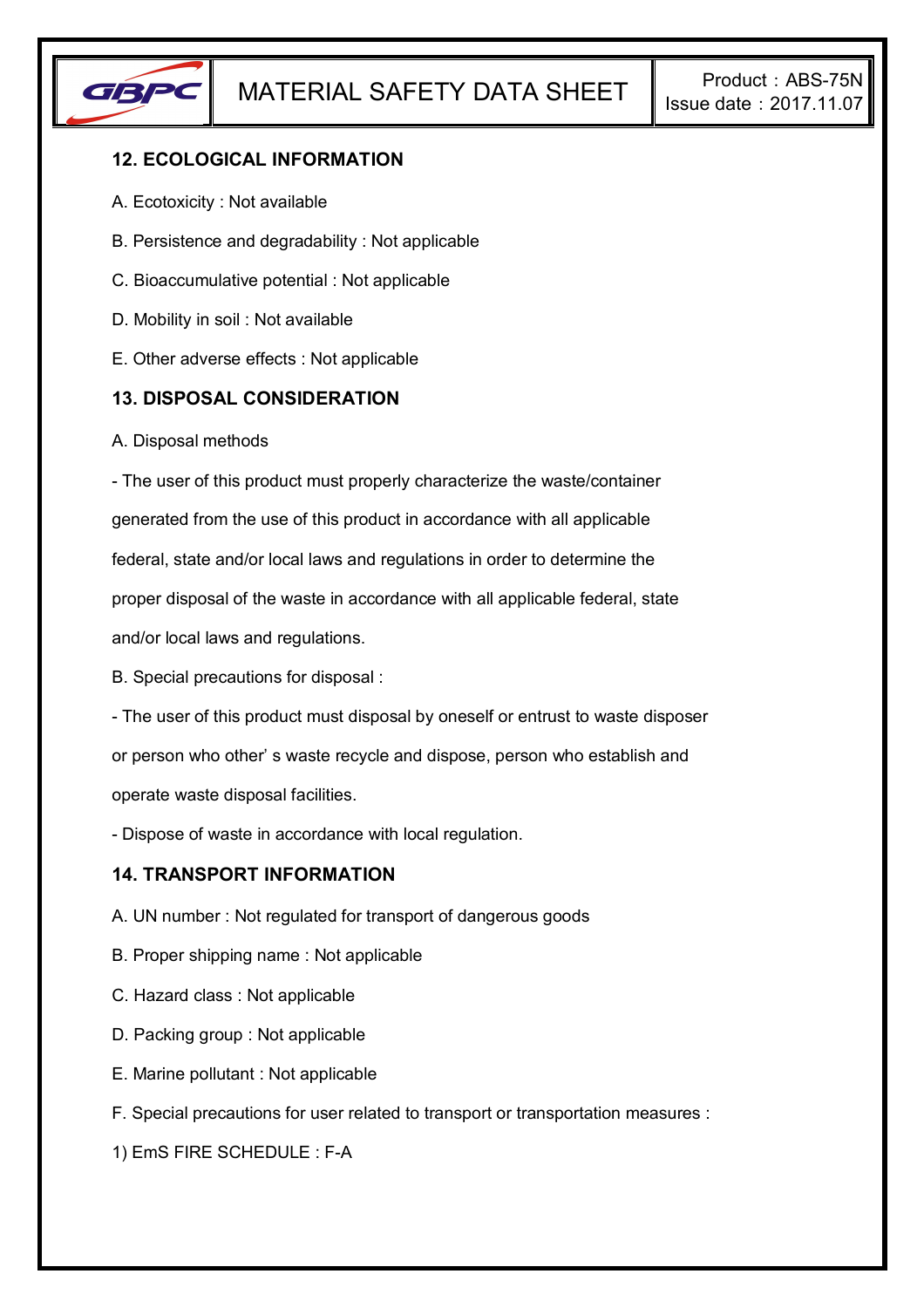## 12. ECOLOGICAL INFORMATION

A. Ecotoxicity : Not available

B. Persistence and degradability : Not applicable

C. Bioaccumulative potential : Not applicable

D. Mobility in soil : Not available

E. Other adverse effects : Not applicable

## 13. DISPOSAL CONSIDERATION

A. Disposal methods

- The user of this product must properly characterize the waste/container generated from the use of this product in accordance with all applicable federal, state and/or local laws and regulations in order to determine the proper disposal of the waste in accordance with all applicable federal, state and/or local laws and regulations.

B. Special precautions for disposal :

- The user of this product must disposal by oneself or entrust to waste disposer or person who other' s waste recycle and dispose, person who establish and operate waste disposal facilities.
- Dispose of waste in accordance with local regulation.

## 14. TRANSPORT INFORMATION

A. UN number : Not regulated for transport of dangerous goods

B. Proper shipping name : Not applicable

C. Hazard class : Not applicable

D. Packing group : Not applicable

E. Marine pollutant : Not applicable

F. Special precautions for user related to transport or transportation measures :

1) EmS FIRE SCHEDULE : F-A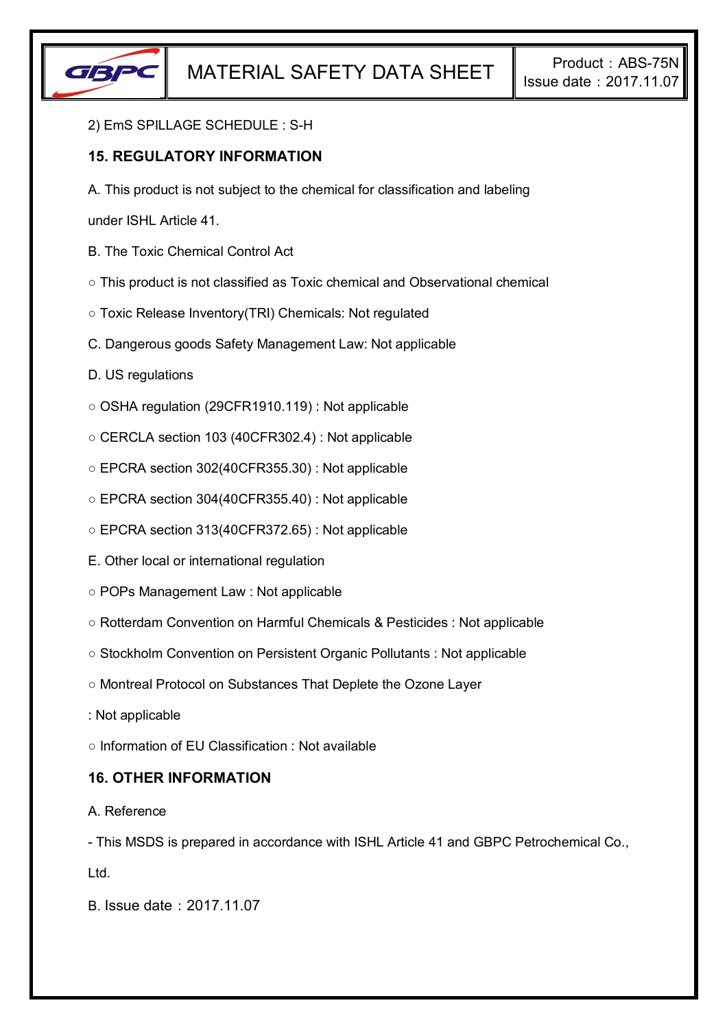2) EmS SPILLAGE SCHEDULE : S-H

## 15. REGULATORY INFORMATION

A. This product is not subject to the chemical for classification and labeling under ISHL Article 41.

B. The Toxic Chemical Control Act

○ This product is not classified as Toxic chemical and Observational chemical

○ Toxic Release Inventory(TRI) Chemicals: Not regulated

C. Dangerous goods Safety Management Law: Not applicable

D. US regulations

○ OSHA regulation (29CFR1910.119) : Not applicable

○ CERCLA section 103 (40CFR302.4) : Not applicable

○ EPCRA section 302(40CFR355.30) : Not applicable

○ EPCRA section 304(40CFR355.40) : Not applicable

○ EPCRA section 313(40CFR372.65) : Not applicable

E. Other local or international regulation

○ POPs Management Law : Not applicable

○ Rotterdam Convention on Harmful Chemicals & Pesticides : Not applicable

○ Stockholm Convention on Persistent Organic Pollutants : Not applicable

○ Montreal Protocol on Substances That Deplete the Ozone Layer : Not applicable

○ Information of EU Classification : Not available

## 16. OTHER INFORMATION

A. Reference

- This MSDS is prepared in accordance with ISHL Article 41 and GBPC Petrochemical Co., Ltd.

B. Issue date：2017.11.07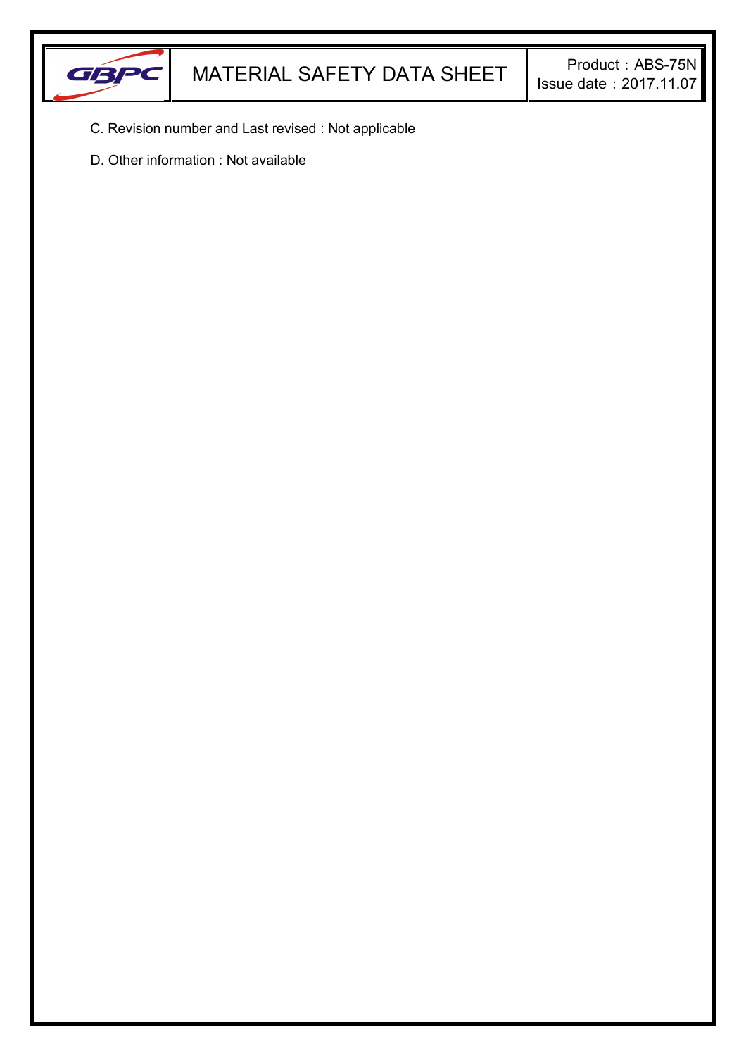C. Revision number and Last revised : Not applicable

D. Other information : Not available